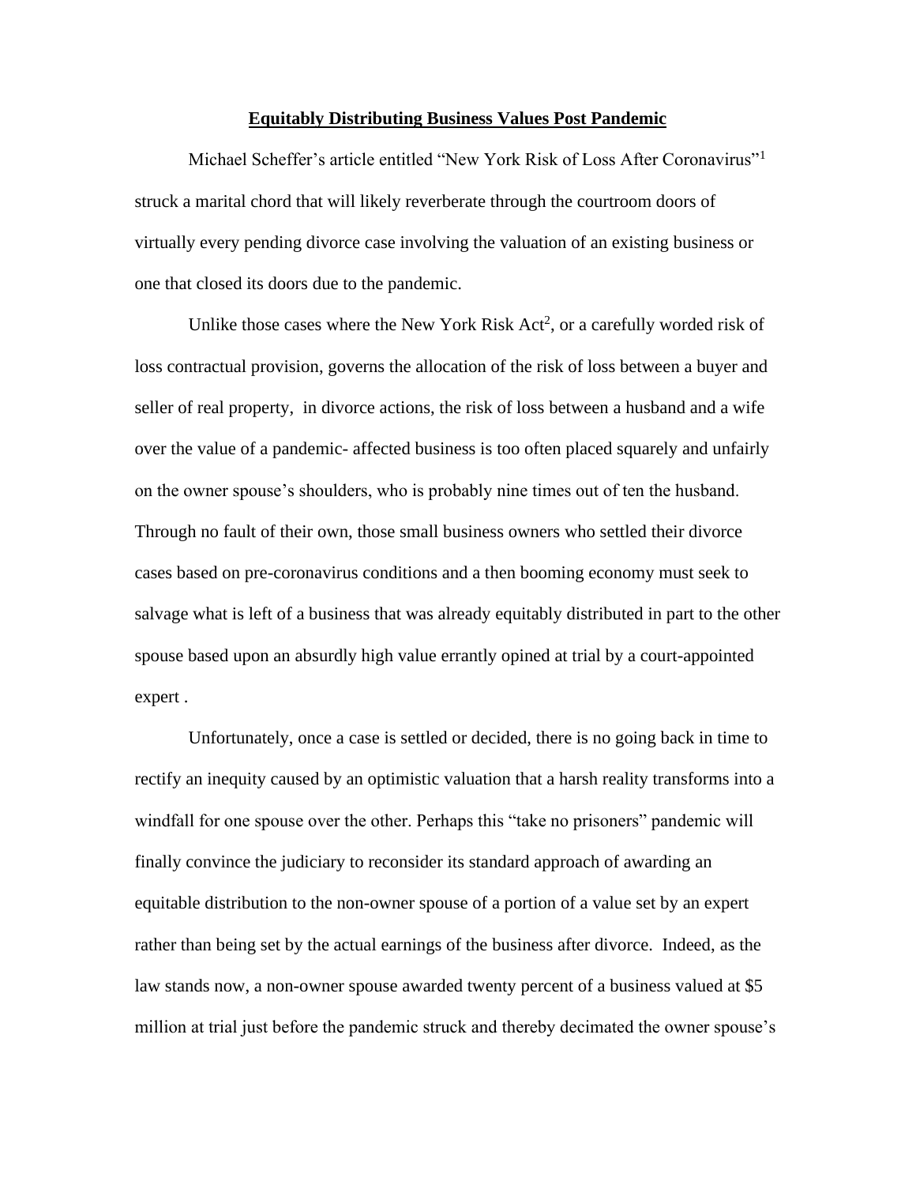# Equitably Distributing Business Values Post Pandemic

Michael Scheffer's article entitled "New York Risk of Loss After Coronavirus"[1] struck a marital chord that will likely reverberate through the courtroom doors of virtually every pending divorce case involving the valuation of an existing business or one that closed its doors due to the pandemic.

Unlike those cases where the New York Risk Act[2], or a carefully worded risk of loss contractual provision, governs the allocation of the risk of loss between a buyer and seller of real property, in divorce actions, the risk of loss between a husband and a wife over the value of a pandemic- affected business is too often placed squarely and unfairly on the owner spouse's shoulders, who is probably nine times out of ten the husband. Through no fault of their own, those small business owners who settled their divorce cases based on pre-coronavirus conditions and a then booming economy must seek to salvage what is left of a business that was already equitably distributed in part to the other spouse based upon an absurdly high value errantly opined at trial by a court-appointed expert .

Unfortunately, once a case is settled or decided, there is no going back in time to rectify an inequity caused by an optimistic valuation that a harsh reality transforms into a windfall for one spouse over the other. Perhaps this "take no prisoners" pandemic will finally convince the judiciary to reconsider its standard approach of awarding an equitable distribution to the non-owner spouse of a portion of a value set by an expert rather than being set by the actual earnings of the business after divorce. Indeed, as the law stands now, a non-owner spouse awarded twenty percent of a business valued at $5 million at trial just before the pandemic struck and thereby decimated the owner spouse's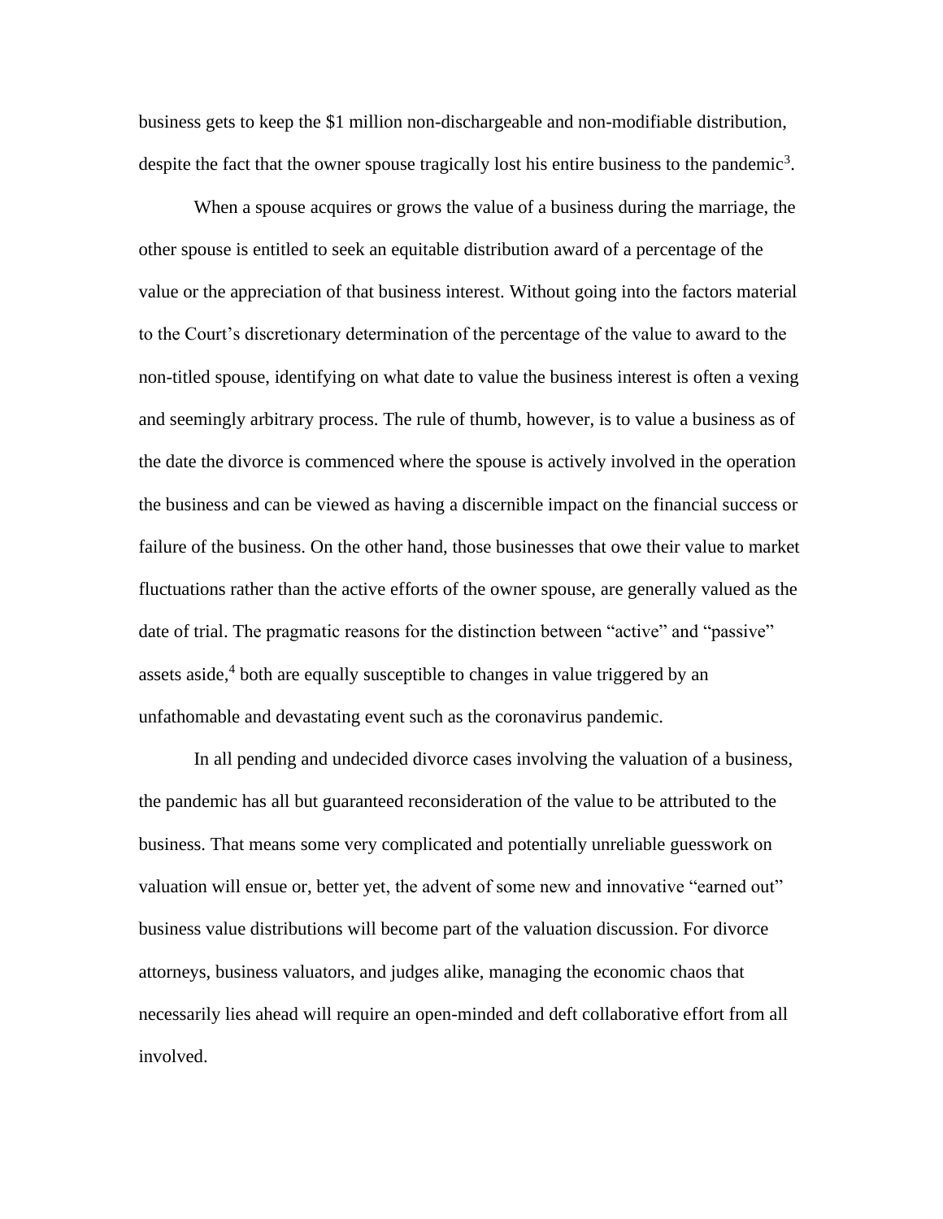business gets to keep the $1 million non-dischargeable and non-modifiable distribution, despite the fact that the owner spouse tragically lost his entire business to the pandemic[3].

When a spouse acquires or grows the value of a business during the marriage, the other spouse is entitled to seek an equitable distribution award of a percentage of the value or the appreciation of that business interest. Without going into the factors material to the Court's discretionary determination of the percentage of the value to award to the non-titled spouse, identifying on what date to value the business interest is often a vexing and seemingly arbitrary process. The rule of thumb, however, is to value a business as of the date the divorce is commenced where the spouse is actively involved in the operation the business and can be viewed as having a discernible impact on the financial success or failure of the business. On the other hand, those businesses that owe their value to market fluctuations rather than the active efforts of the owner spouse, are generally valued as the date of trial. The pragmatic reasons for the distinction between "active" and "passive" assets aside,[4] both are equally susceptible to changes in value triggered by an unfathomable and devastating event such as the coronavirus pandemic.

In all pending and undecided divorce cases involving the valuation of a business, the pandemic has all but guaranteed reconsideration of the value to be attributed to the business. That means some very complicated and potentially unreliable guesswork on valuation will ensue or, better yet, the advent of some new and innovative "earned out" business value distributions will become part of the valuation discussion. For divorce attorneys, business valuators, and judges alike, managing the economic chaos that necessarily lies ahead will require an open-minded and deft collaborative effort from all involved.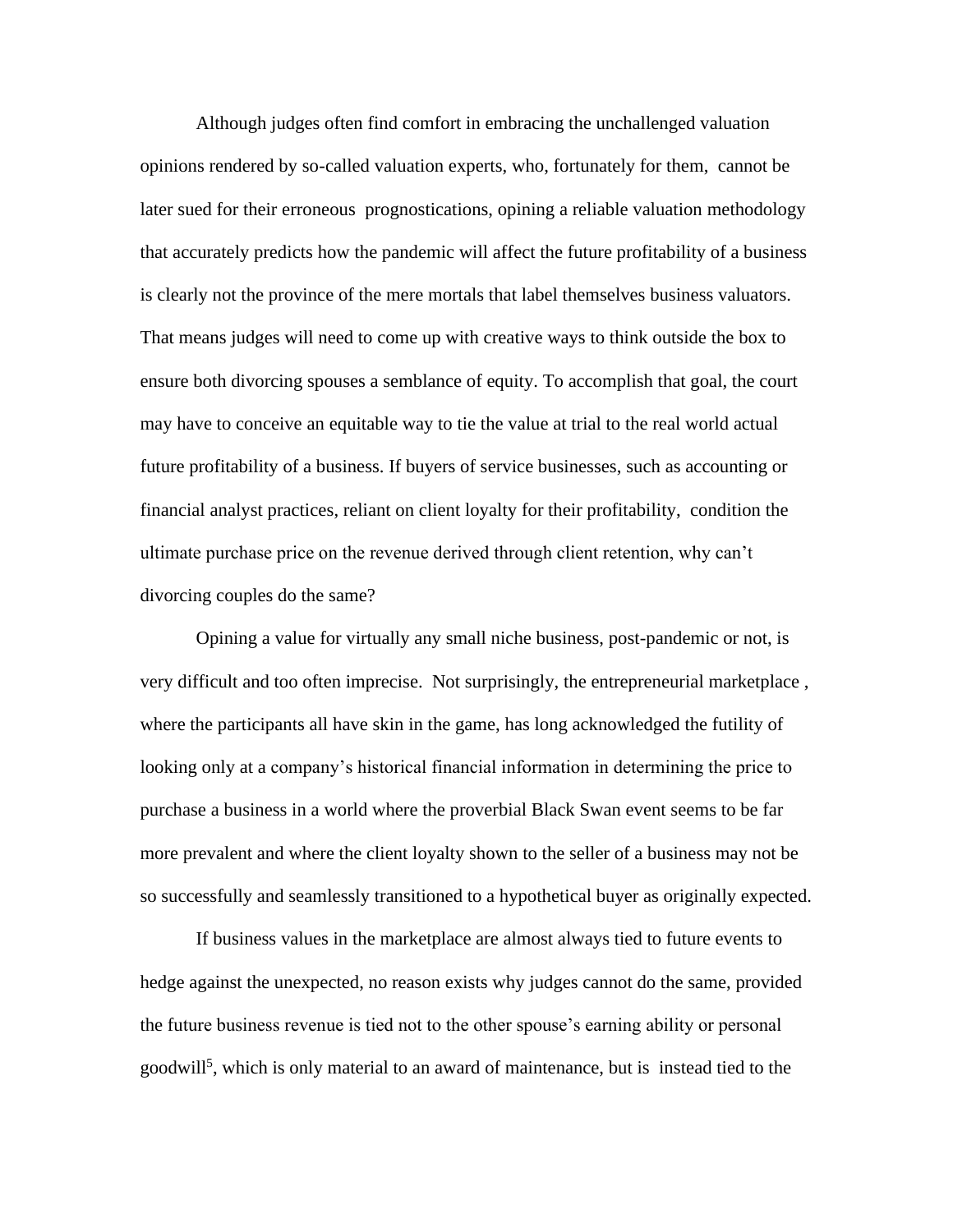Although judges often find comfort in embracing the unchallenged valuation opinions rendered by so-called valuation experts, who, fortunately for them, cannot be later sued for their erroneous prognostications, opining a reliable valuation methodology that accurately predicts how the pandemic will affect the future profitability of a business is clearly not the province of the mere mortals that label themselves business valuators. That means judges will need to come up with creative ways to think outside the box to ensure both divorcing spouses a semblance of equity. To accomplish that goal, the court may have to conceive an equitable way to tie the value at trial to the real world actual future profitability of a business. If buyers of service businesses, such as accounting or financial analyst practices, reliant on client loyalty for their profitability, condition the ultimate purchase price on the revenue derived through client retention, why can't divorcing couples do the same?

Opining a value for virtually any small niche business, post-pandemic or not, is very difficult and too often imprecise. Not surprisingly, the entrepreneurial marketplace , where the participants all have skin in the game, has long acknowledged the futility of looking only at a company's historical financial information in determining the price to purchase a business in a world where the proverbial Black Swan event seems to be far more prevalent and where the client loyalty shown to the seller of a business may not be so successfully and seamlessly transitioned to a hypothetical buyer as originally expected.

If business values in the marketplace are almost always tied to future events to hedge against the unexpected, no reason exists why judges cannot do the same, provided the future business revenue is tied not to the other spouse's earning ability or personal goodwill[5], which is only material to an award of maintenance, but is instead tied to the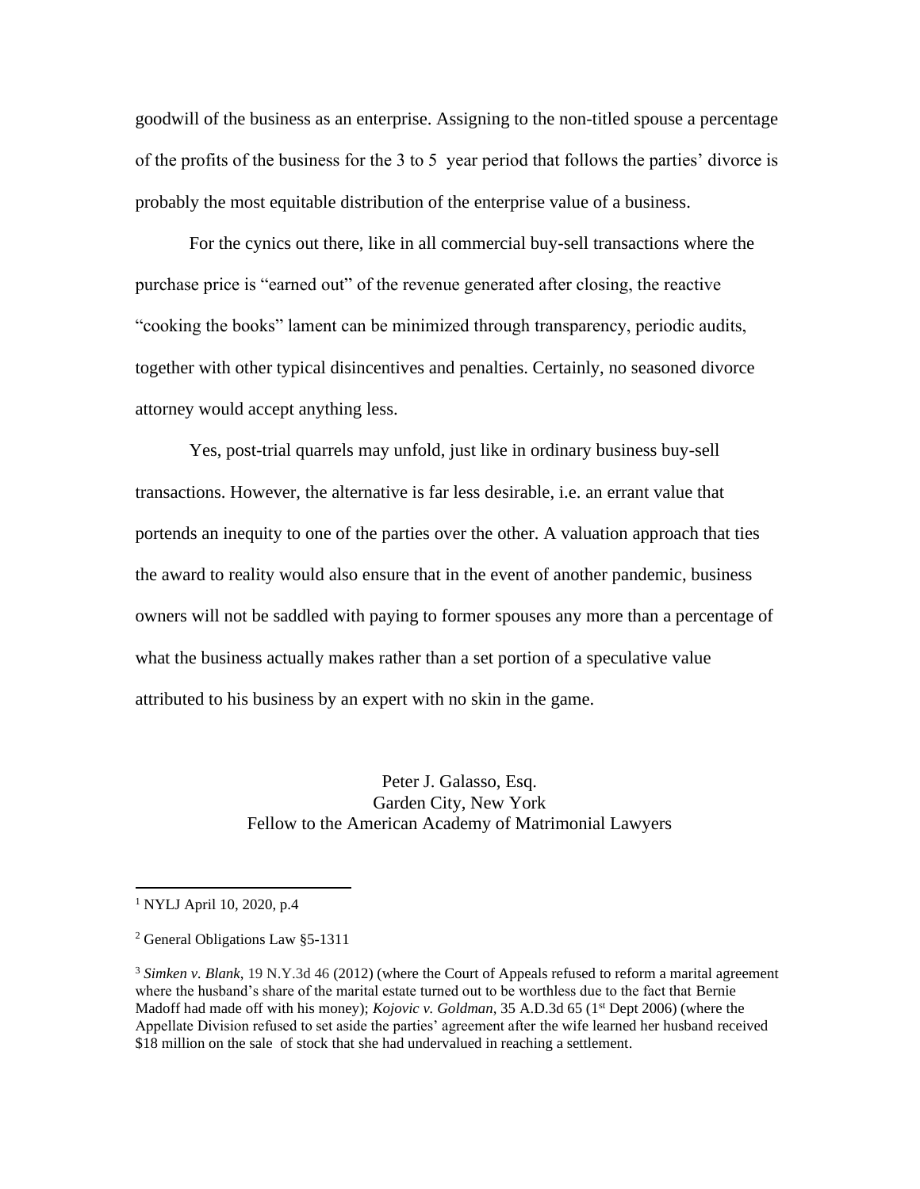goodwill of the business as an enterprise. Assigning to the non-titled spouse a percentage of the profits of the business for the 3 to 5 year period that follows the parties' divorce is probably the most equitable distribution of the enterprise value of a business.

For the cynics out there, like in all commercial buy-sell transactions where the purchase price is "earned out" of the revenue generated after closing, the reactive "cooking the books" lament can be minimized through transparency, periodic audits, together with other typical disincentives and penalties. Certainly, no seasoned divorce attorney would accept anything less.

Yes, post-trial quarrels may unfold, just like in ordinary business buy-sell transactions. However, the alternative is far less desirable, i.e. an errant value that portends an inequity to one of the parties over the other. A valuation approach that ties the award to reality would also ensure that in the event of another pandemic, business owners will not be saddled with paying to former spouses any more than a percentage of what the business actually makes rather than a set portion of a speculative value attributed to his business by an expert with no skin in the game.

Peter J. Galasso, Esq.
Garden City, New York
Fellow to the American Academy of Matrimonial Lawyers

---

[1] NYLJ April 10, 2020, p.4

[2] General Obligations Law §5-1311

[3] *Simken v. Blank*, 19 N.Y.3d 46 (2012) (where the Court of Appeals refused to reform a marital agreement where the husband's share of the marital estate turned out to be worthless due to the fact that Bernie Madoff had made off with his money); *Kojovic v. Goldman*, 35 A.D.3d 65 (1st Dept 2006) (where the Appellate Division refused to set aside the parties' agreement after the wife learned her husband received $18 million on the sale of stock that she had undervalued in reaching a settlement.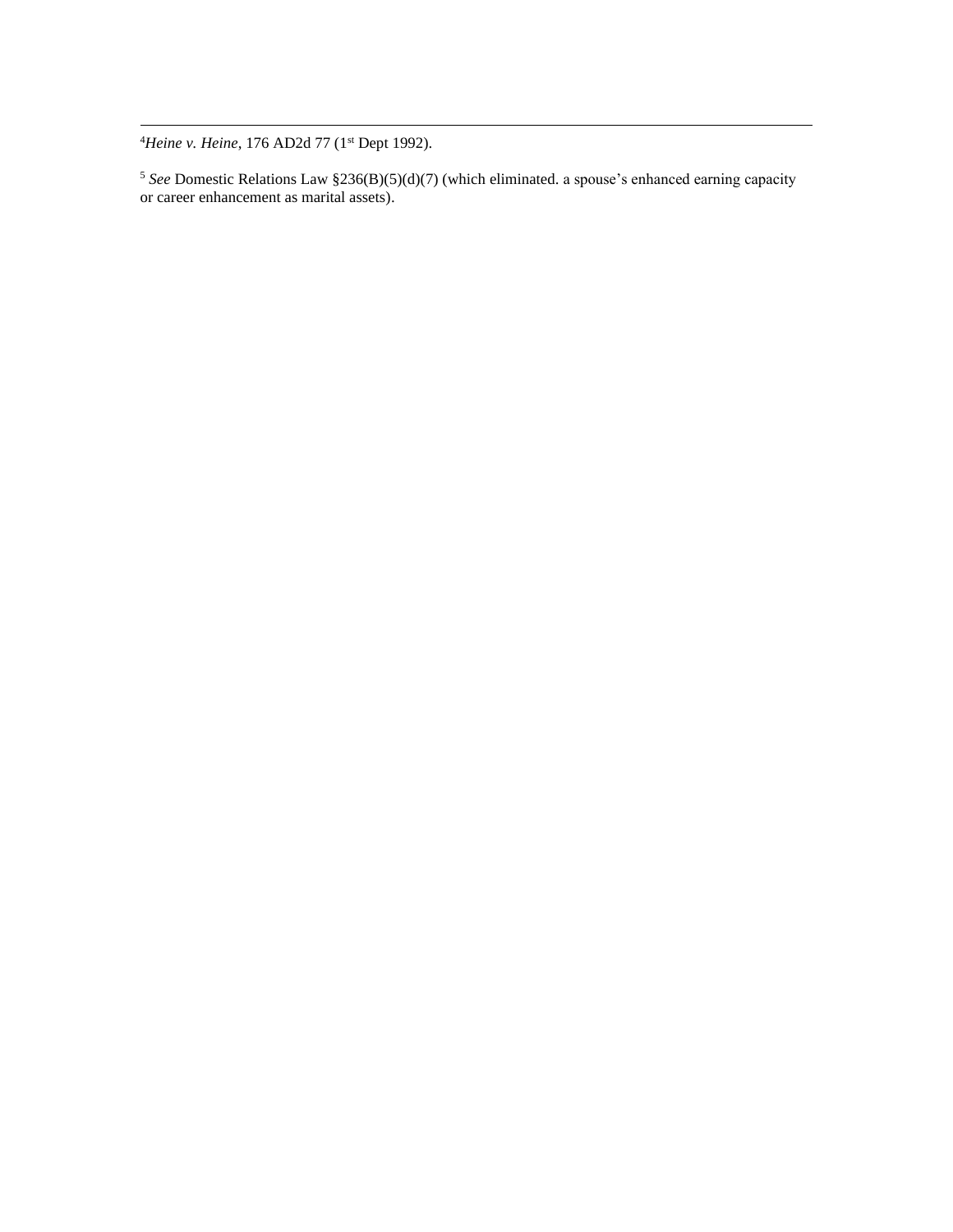[4] *Heine v. Heine*, 176 AD2d 77 (1st Dept 1992).

[5] *See* Domestic Relations Law §236(B)(5)(d)(7) (which eliminated. a spouse's enhanced earning capacity or career enhancement as marital assets).